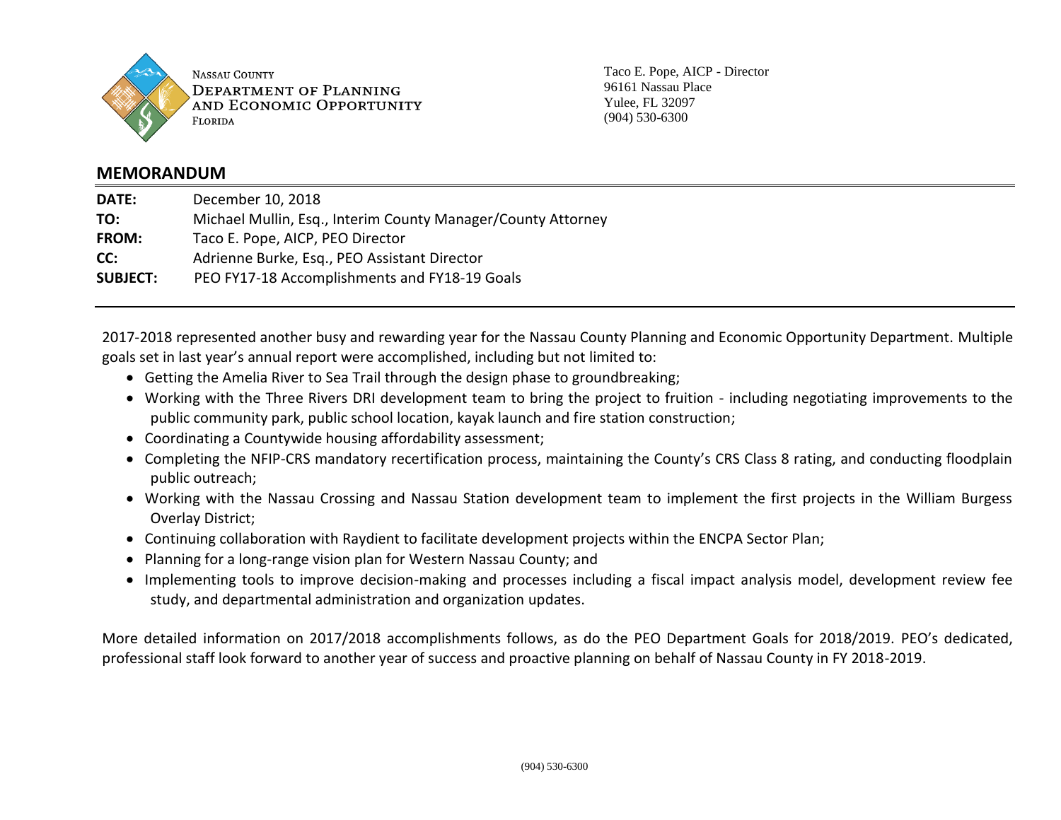Nassau County
Department of Planning
and Economic Opportunity
Florida

Taco E. Pope, AICP - Director
96161 Nassau Place
Yulee, FL 32097
(904) 530-6300

## MEMORANDUM

| | |
|---|---|
| **DATE:** | December 10, 2018 |
| **TO:** | Michael Mullin, Esq., Interim County Manager/County Attorney |
| **FROM:** | Taco E. Pope, AICP, PEO Director |
| **CC:** | Adrienne Burke, Esq., PEO Assistant Director |
| **SUBJECT:** | PEO FY17-18 Accomplishments and FY18-19 Goals |

2017-2018 represented another busy and rewarding year for the Nassau County Planning and Economic Opportunity Department. Multiple goals set in last year's annual report were accomplished, including but not limited to:

- Getting the Amelia River to Sea Trail through the design phase to groundbreaking;
- Working with the Three Rivers DRI development team to bring the project to fruition - including negotiating improvements to the public community park, public school location, kayak launch and fire station construction;
- Coordinating a Countywide housing affordability assessment;
- Completing the NFIP-CRS mandatory recertification process, maintaining the County's CRS Class 8 rating, and conducting floodplain public outreach;
- Working with the Nassau Crossing and Nassau Station development team to implement the first projects in the William Burgess Overlay District;
- Continuing collaboration with Raydient to facilitate development projects within the ENCPA Sector Plan;
- Planning for a long-range vision plan for Western Nassau County; and
- Implementing tools to improve decision-making and processes including a fiscal impact analysis model, development review fee study, and departmental administration and organization updates.

More detailed information on 2017/2018 accomplishments follows, as do the PEO Department Goals for 2018/2019. PEO's dedicated, professional staff look forward to another year of success and proactive planning on behalf of Nassau County in FY 2018-2019.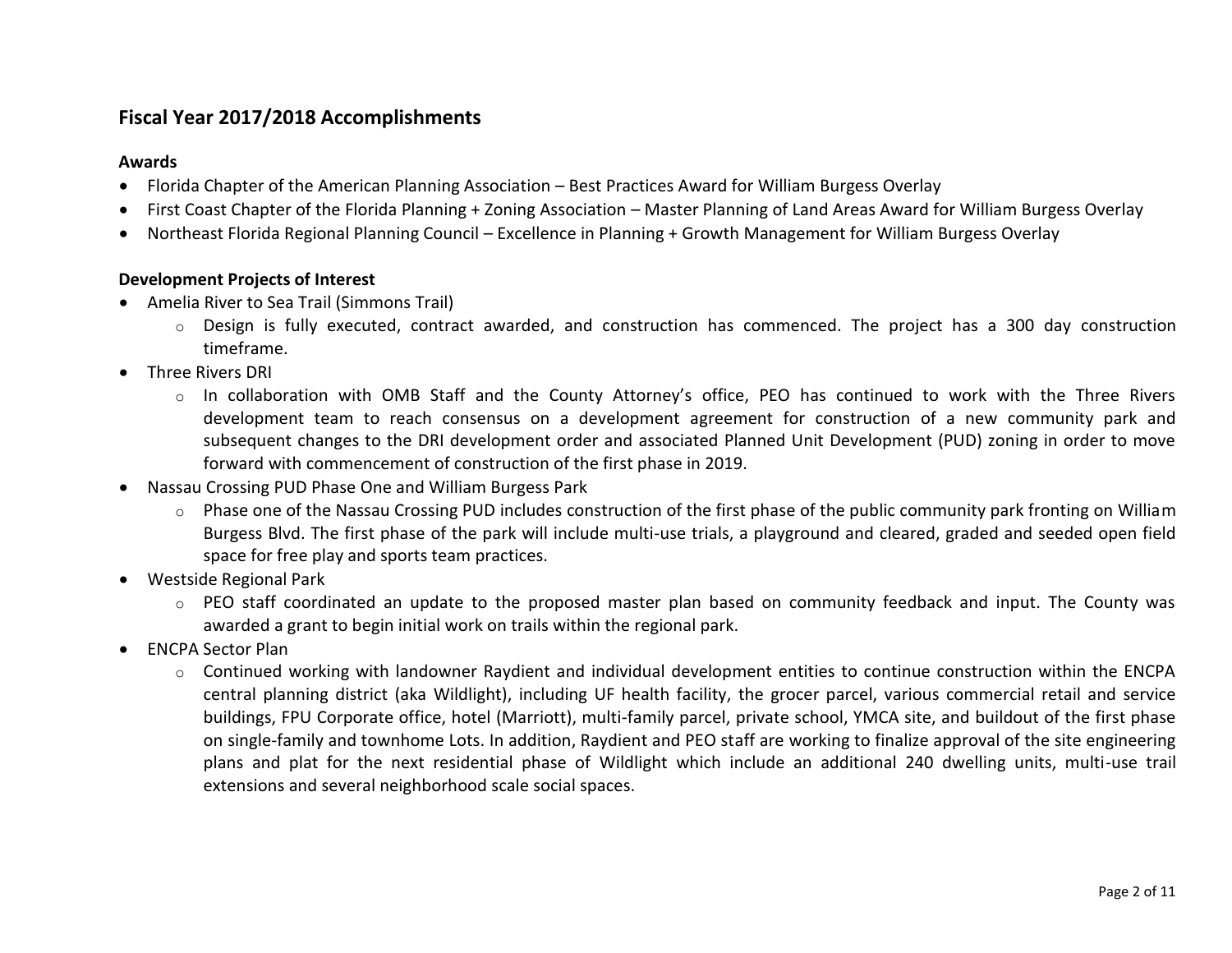## Fiscal Year 2017/2018 Accomplishments

**Awards**

- Florida Chapter of the American Planning Association – Best Practices Award for William Burgess Overlay
- First Coast Chapter of the Florida Planning + Zoning Association – Master Planning of Land Areas Award for William Burgess Overlay
- Northeast Florida Regional Planning Council – Excellence in Planning + Growth Management for William Burgess Overlay

**Development Projects of Interest**

- Amelia River to Sea Trail (Simmons Trail)
  - Design is fully executed, contract awarded, and construction has commenced. The project has a 300 day construction timeframe.
- Three Rivers DRI
  - In collaboration with OMB Staff and the County Attorney's office, PEO has continued to work with the Three Rivers development team to reach consensus on a development agreement for construction of a new community park and subsequent changes to the DRI development order and associated Planned Unit Development (PUD) zoning in order to move forward with commencement of construction of the first phase in 2019.
- Nassau Crossing PUD Phase One and William Burgess Park
  - Phase one of the Nassau Crossing PUD includes construction of the first phase of the public community park fronting on William Burgess Blvd. The first phase of the park will include multi-use trials, a playground and cleared, graded and seeded open field space for free play and sports team practices.
- Westside Regional Park
  - PEO staff coordinated an update to the proposed master plan based on community feedback and input. The County was awarded a grant to begin initial work on trails within the regional park.
- ENCPA Sector Plan
  - Continued working with landowner Raydient and individual development entities to continue construction within the ENCPA central planning district (aka Wildlight), including UF health facility, the grocer parcel, various commercial retail and service buildings, FPU Corporate office, hotel (Marriott), multi-family parcel, private school, YMCA site, and buildout of the first phase on single-family and townhome Lots. In addition, Raydient and PEO staff are working to finalize approval of the site engineering plans and plat for the next residential phase of Wildlight which include an additional 240 dwelling units, multi-use trail extensions and several neighborhood scale social spaces.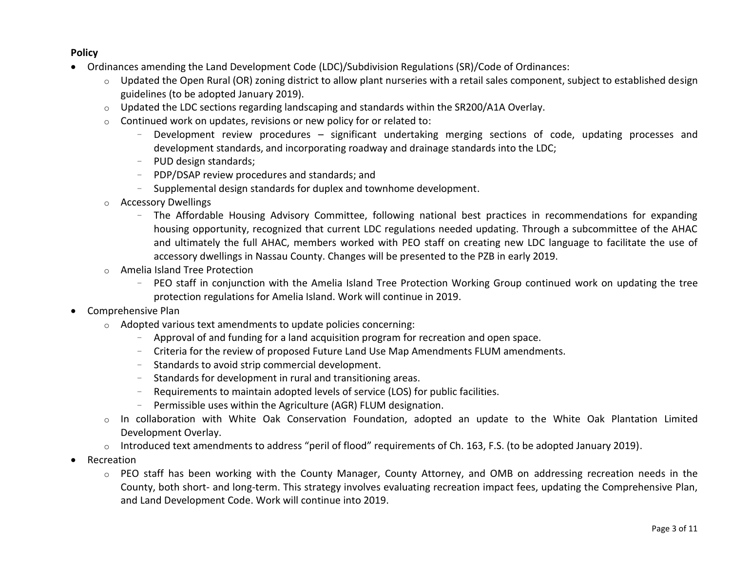**Policy**

- Ordinances amending the Land Development Code (LDC)/Subdivision Regulations (SR)/Code of Ordinances:
  - Updated the Open Rural (OR) zoning district to allow plant nurseries with a retail sales component, subject to established design guidelines (to be adopted January 2019).
  - Updated the LDC sections regarding landscaping and standards within the SR200/A1A Overlay.
  - Continued work on updates, revisions or new policy for or related to:
    - Development review procedures – significant undertaking merging sections of code, updating processes and development standards, and incorporating roadway and drainage standards into the LDC;
    - PUD design standards;
    - PDP/DSAP review procedures and standards; and
    - Supplemental design standards for duplex and townhome development.
  - Accessory Dwellings
    - The Affordable Housing Advisory Committee, following national best practices in recommendations for expanding housing opportunity, recognized that current LDC regulations needed updating. Through a subcommittee of the AHAC and ultimately the full AHAC, members worked with PEO staff on creating new LDC language to facilitate the use of accessory dwellings in Nassau County. Changes will be presented to the PZB in early 2019.
  - Amelia Island Tree Protection
    - PEO staff in conjunction with the Amelia Island Tree Protection Working Group continued work on updating the tree protection regulations for Amelia Island. Work will continue in 2019.
- Comprehensive Plan
  - Adopted various text amendments to update policies concerning:
    - Approval of and funding for a land acquisition program for recreation and open space.
    - Criteria for the review of proposed Future Land Use Map Amendments FLUM amendments.
    - Standards to avoid strip commercial development.
    - Standards for development in rural and transitioning areas.
    - Requirements to maintain adopted levels of service (LOS) for public facilities.
    - Permissible uses within the Agriculture (AGR) FLUM designation.
  - In collaboration with White Oak Conservation Foundation, adopted an update to the White Oak Plantation Limited Development Overlay.
  - Introduced text amendments to address "peril of flood" requirements of Ch. 163, F.S. (to be adopted January 2019).
- Recreation
  - PEO staff has been working with the County Manager, County Attorney, and OMB on addressing recreation needs in the County, both short- and long-term. This strategy involves evaluating recreation impact fees, updating the Comprehensive Plan, and Land Development Code. Work will continue into 2019.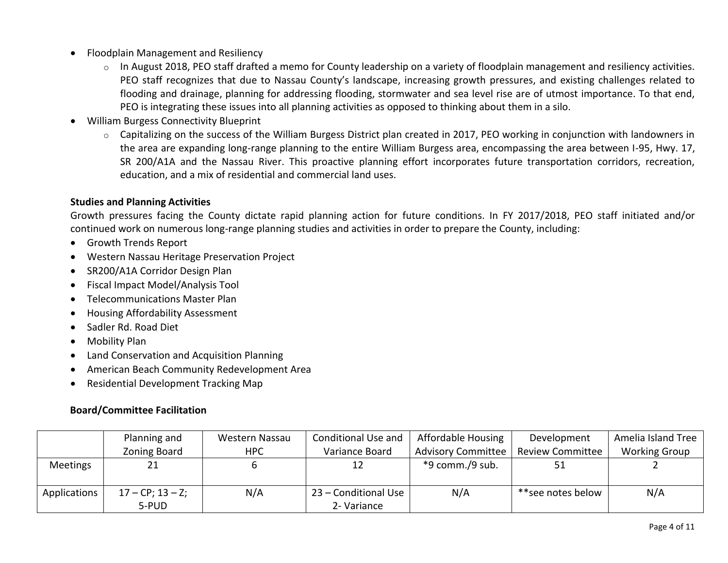- Floodplain Management and Resiliency
  - In August 2018, PEO staff drafted a memo for County leadership on a variety of floodplain management and resiliency activities. PEO staff recognizes that due to Nassau County's landscape, increasing growth pressures, and existing challenges related to flooding and drainage, planning for addressing flooding, stormwater and sea level rise are of utmost importance. To that end, PEO is integrating these issues into all planning activities as opposed to thinking about them in a silo.
- William Burgess Connectivity Blueprint
  - Capitalizing on the success of the William Burgess District plan created in 2017, PEO working in conjunction with landowners in the area are expanding long-range planning to the entire William Burgess area, encompassing the area between I-95, Hwy. 17, SR 200/A1A and the Nassau River. This proactive planning effort incorporates future transportation corridors, recreation, education, and a mix of residential and commercial land uses.

**Studies and Planning Activities**

Growth pressures facing the County dictate rapid planning action for future conditions. In FY 2017/2018, PEO staff initiated and/or continued work on numerous long-range planning studies and activities in order to prepare the County, including:

- Growth Trends Report
- Western Nassau Heritage Preservation Project
- SR200/A1A Corridor Design Plan
- Fiscal Impact Model/Analysis Tool
- Telecommunications Master Plan
- Housing Affordability Assessment
- Sadler Rd. Road Diet
- Mobility Plan
- Land Conservation and Acquisition Planning
- American Beach Community Redevelopment Area
- Residential Development Tracking Map

**Board/Committee Facilitation**

| | Planning and Zoning Board | Western Nassau HPC | Conditional Use and Variance Board | Affordable Housing Advisory Committee | Development Review Committee | Amelia Island Tree Working Group |
|---|---|---|---|---|---|---|
| Meetings | 21 | 6 | 12 | *9 comm./9 sub. | 51 | 2 |
| Applications | 17 – CP; 13 – Z; 5-PUD | N/A | 23 – Conditional Use 2- Variance | N/A | **see notes below | N/A |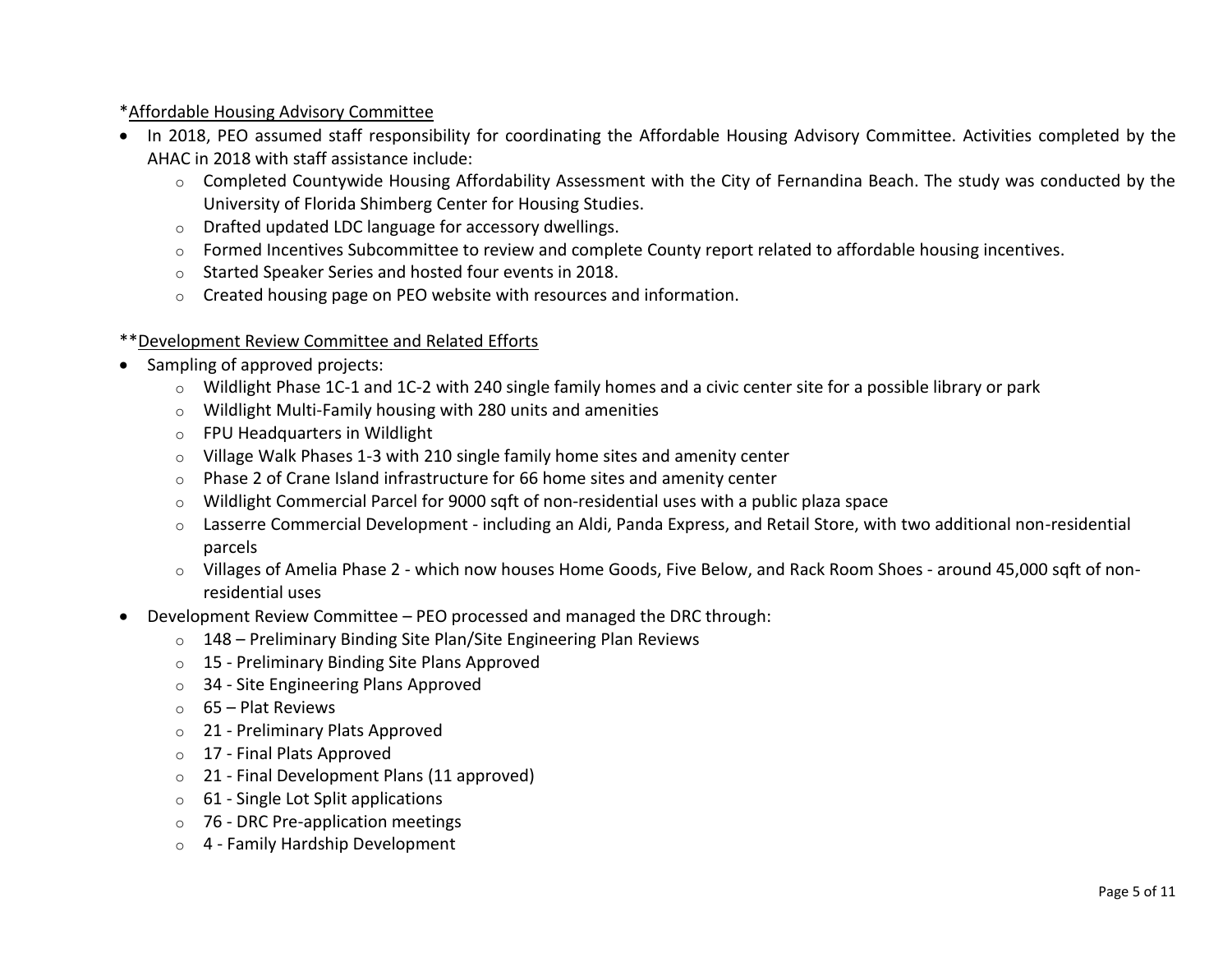*<u>Affordable Housing Advisory Committee</u>

- In 2018, PEO assumed staff responsibility for coordinating the Affordable Housing Advisory Committee. Activities completed by the AHAC in 2018 with staff assistance include:
  - Completed Countywide Housing Affordability Assessment with the City of Fernandina Beach. The study was conducted by the University of Florida Shimberg Center for Housing Studies.
  - Drafted updated LDC language for accessory dwellings.
  - Formed Incentives Subcommittee to review and complete County report related to affordable housing incentives.
  - Started Speaker Series and hosted four events in 2018.
  - Created housing page on PEO website with resources and information.

**<u>Development Review Committee and Related Efforts</u>

- Sampling of approved projects:
  - Wildlight Phase 1C-1 and 1C-2 with 240 single family homes and a civic center site for a possible library or park
  - Wildlight Multi-Family housing with 280 units and amenities
  - FPU Headquarters in Wildlight
  - Village Walk Phases 1-3 with 210 single family home sites and amenity center
  - Phase 2 of Crane Island infrastructure for 66 home sites and amenity center
  - Wildlight Commercial Parcel for 9000 sqft of non-residential uses with a public plaza space
  - Lasserre Commercial Development - including an Aldi, Panda Express, and Retail Store, with two additional non-residential parcels
  - Villages of Amelia Phase 2 - which now houses Home Goods, Five Below, and Rack Room Shoes - around 45,000 sqft of non-residential uses
- Development Review Committee – PEO processed and managed the DRC through:
  - 148 – Preliminary Binding Site Plan/Site Engineering Plan Reviews
  - 15 - Preliminary Binding Site Plans Approved
  - 34 - Site Engineering Plans Approved
  - 65 – Plat Reviews
  - 21 - Preliminary Plats Approved
  - 17 - Final Plats Approved
  - 21 - Final Development Plans (11 approved)
  - 61 - Single Lot Split applications
  - 76 - DRC Pre-application meetings
  - 4 - Family Hardship Development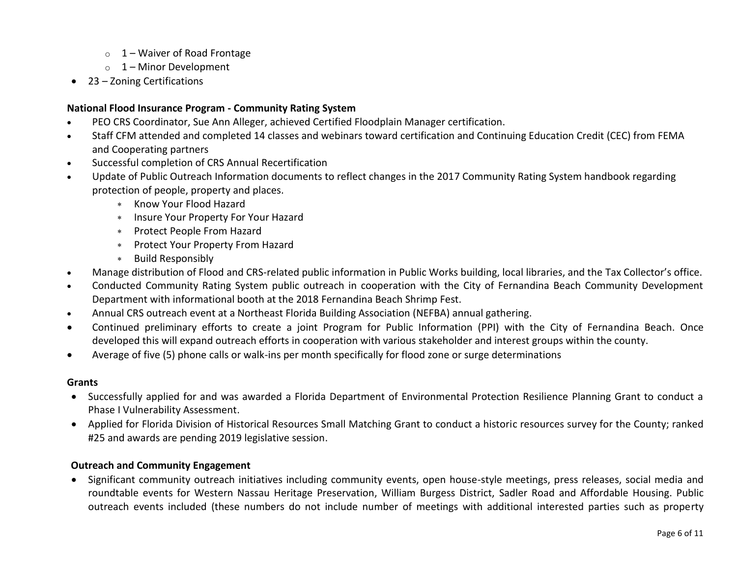- 1 – Waiver of Road Frontage
    - 1 – Minor Development
- 23 – Zoning Certifications

**National Flood Insurance Program - Community Rating System**

- PEO CRS Coordinator, Sue Ann Alleger, achieved Certified Floodplain Manager certification.
- Staff CFM attended and completed 14 classes and webinars toward certification and Continuing Education Credit (CEC) from FEMA and Cooperating partners
- Successful completion of CRS Annual Recertification
- Update of Public Outreach Information documents to reflect changes in the 2017 Community Rating System handbook regarding protection of people, property and places.
    - Know Your Flood Hazard
    - Insure Your Property For Your Hazard
    - Protect People From Hazard
    - Protect Your Property From Hazard
    - Build Responsibly
- Manage distribution of Flood and CRS-related public information in Public Works building, local libraries, and the Tax Collector's office.
- Conducted Community Rating System public outreach in cooperation with the City of Fernandina Beach Community Development Department with informational booth at the 2018 Fernandina Beach Shrimp Fest.
- Annual CRS outreach event at a Northeast Florida Building Association (NEFBA) annual gathering.
- Continued preliminary efforts to create a joint Program for Public Information (PPI) with the City of Fernandina Beach. Once developed this will expand outreach efforts in cooperation with various stakeholder and interest groups within the county.
- Average of five (5) phone calls or walk-ins per month specifically for flood zone or surge determinations

**Grants**

- Successfully applied for and was awarded a Florida Department of Environmental Protection Resilience Planning Grant to conduct a Phase I Vulnerability Assessment.
- Applied for Florida Division of Historical Resources Small Matching Grant to conduct a historic resources survey for the County; ranked #25 and awards are pending 2019 legislative session.

**Outreach and Community Engagement**

- Significant community outreach initiatives including community events, open house-style meetings, press releases, social media and roundtable events for Western Nassau Heritage Preservation, William Burgess District, Sadler Road and Affordable Housing. Public outreach events included (these numbers do not include number of meetings with additional interested parties such as property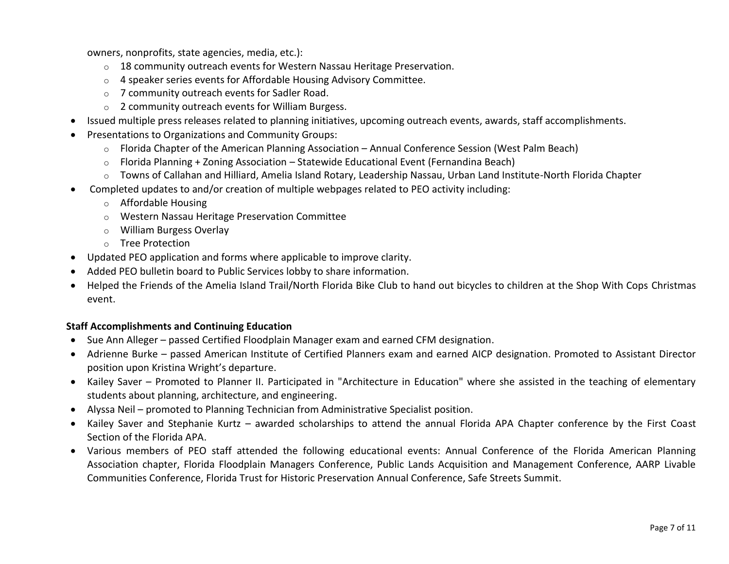owners, nonprofits, state agencies, media, etc.):
  - 18 community outreach events for Western Nassau Heritage Preservation.
  - 4 speaker series events for Affordable Housing Advisory Committee.
  - 7 community outreach events for Sadler Road.
  - 2 community outreach events for William Burgess.
- Issued multiple press releases related to planning initiatives, upcoming outreach events, awards, staff accomplishments.
- Presentations to Organizations and Community Groups:
  - Florida Chapter of the American Planning Association – Annual Conference Session (West Palm Beach)
  - Florida Planning + Zoning Association – Statewide Educational Event (Fernandina Beach)
  - Towns of Callahan and Hilliard, Amelia Island Rotary, Leadership Nassau, Urban Land Institute-North Florida Chapter
- Completed updates to and/or creation of multiple webpages related to PEO activity including:
  - Affordable Housing
  - Western Nassau Heritage Preservation Committee
  - William Burgess Overlay
  - Tree Protection
- Updated PEO application and forms where applicable to improve clarity.
- Added PEO bulletin board to Public Services lobby to share information.
- Helped the Friends of the Amelia Island Trail/North Florida Bike Club to hand out bicycles to children at the Shop With Cops Christmas event.

**Staff Accomplishments and Continuing Education**

- Sue Ann Alleger – passed Certified Floodplain Manager exam and earned CFM designation.
- Adrienne Burke – passed American Institute of Certified Planners exam and earned AICP designation. Promoted to Assistant Director position upon Kristina Wright's departure.
- Kailey Saver – Promoted to Planner II. Participated in "Architecture in Education" where she assisted in the teaching of elementary students about planning, architecture, and engineering.
- Alyssa Neil – promoted to Planning Technician from Administrative Specialist position.
- Kailey Saver and Stephanie Kurtz – awarded scholarships to attend the annual Florida APA Chapter conference by the First Coast Section of the Florida APA.
- Various members of PEO staff attended the following educational events: Annual Conference of the Florida American Planning Association chapter, Florida Floodplain Managers Conference, Public Lands Acquisition and Management Conference, AARP Livable Communities Conference, Florida Trust for Historic Preservation Annual Conference, Safe Streets Summit.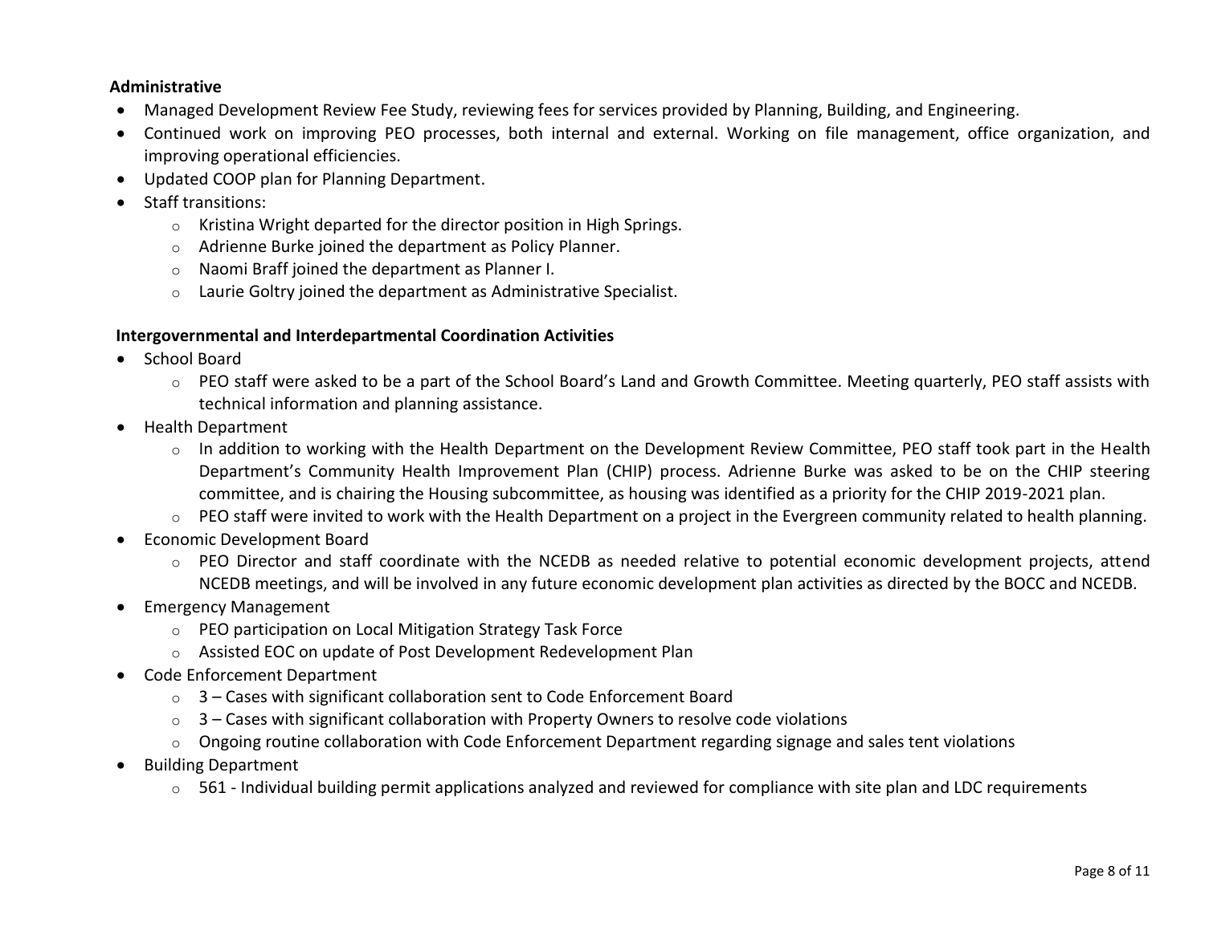**Administrative**

- Managed Development Review Fee Study, reviewing fees for services provided by Planning, Building, and Engineering.
- Continued work on improving PEO processes, both internal and external. Working on file management, office organization, and improving operational efficiencies.
- Updated COOP plan for Planning Department.
- Staff transitions:
  - Kristina Wright departed for the director position in High Springs.
  - Adrienne Burke joined the department as Policy Planner.
  - Naomi Braff joined the department as Planner I.
  - Laurie Goltry joined the department as Administrative Specialist.

**Intergovernmental and Interdepartmental Coordination Activities**

- School Board
  - PEO staff were asked to be a part of the School Board's Land and Growth Committee. Meeting quarterly, PEO staff assists with technical information and planning assistance.
- Health Department
  - In addition to working with the Health Department on the Development Review Committee, PEO staff took part in the Health Department's Community Health Improvement Plan (CHIP) process. Adrienne Burke was asked to be on the CHIP steering committee, and is chairing the Housing subcommittee, as housing was identified as a priority for the CHIP 2019-2021 plan.
  - PEO staff were invited to work with the Health Department on a project in the Evergreen community related to health planning.
- Economic Development Board
  - PEO Director and staff coordinate with the NCEDB as needed relative to potential economic development projects, attend NCEDB meetings, and will be involved in any future economic development plan activities as directed by the BOCC and NCEDB.
- Emergency Management
  - PEO participation on Local Mitigation Strategy Task Force
  - Assisted EOC on update of Post Development Redevelopment Plan
- Code Enforcement Department
  - 3 – Cases with significant collaboration sent to Code Enforcement Board
  - 3 – Cases with significant collaboration with Property Owners to resolve code violations
  - Ongoing routine collaboration with Code Enforcement Department regarding signage and sales tent violations
- Building Department
  - 561 - Individual building permit applications analyzed and reviewed for compliance with site plan and LDC requirements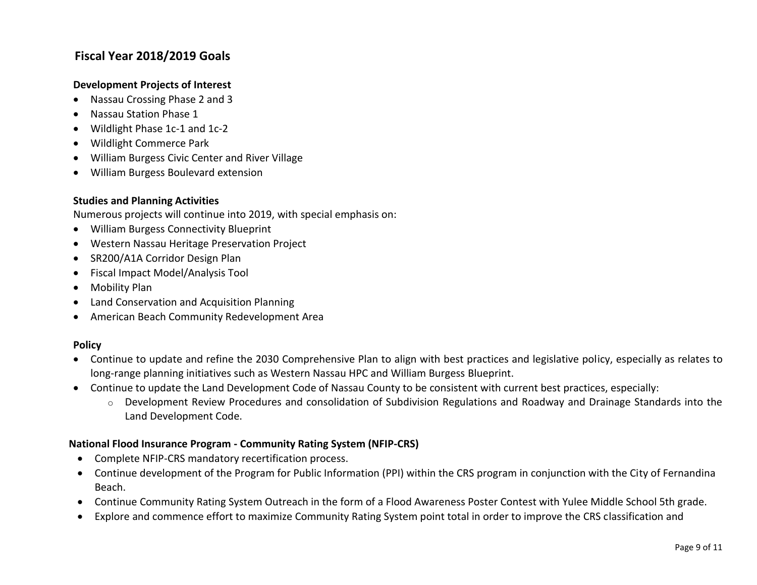## Fiscal Year 2018/2019 Goals

**Development Projects of Interest**

- Nassau Crossing Phase 2 and 3
- Nassau Station Phase 1
- Wildlight Phase 1c-1 and 1c-2
- Wildlight Commerce Park
- William Burgess Civic Center and River Village
- William Burgess Boulevard extension

**Studies and Planning Activities**

Numerous projects will continue into 2019, with special emphasis on:

- William Burgess Connectivity Blueprint
- Western Nassau Heritage Preservation Project
- SR200/A1A Corridor Design Plan
- Fiscal Impact Model/Analysis Tool
- Mobility Plan
- Land Conservation and Acquisition Planning
- American Beach Community Redevelopment Area

**Policy**

- Continue to update and refine the 2030 Comprehensive Plan to align with best practices and legislative policy, especially as relates to long-range planning initiatives such as Western Nassau HPC and William Burgess Blueprint.
- Continue to update the Land Development Code of Nassau County to be consistent with current best practices, especially:
  - Development Review Procedures and consolidation of Subdivision Regulations and Roadway and Drainage Standards into the Land Development Code.

**National Flood Insurance Program - Community Rating System (NFIP-CRS)**

- Complete NFIP-CRS mandatory recertification process.
- Continue development of the Program for Public Information (PPI) within the CRS program in conjunction with the City of Fernandina Beach.
- Continue Community Rating System Outreach in the form of a Flood Awareness Poster Contest with Yulee Middle School 5th grade.
- Explore and commence effort to maximize Community Rating System point total in order to improve the CRS classification and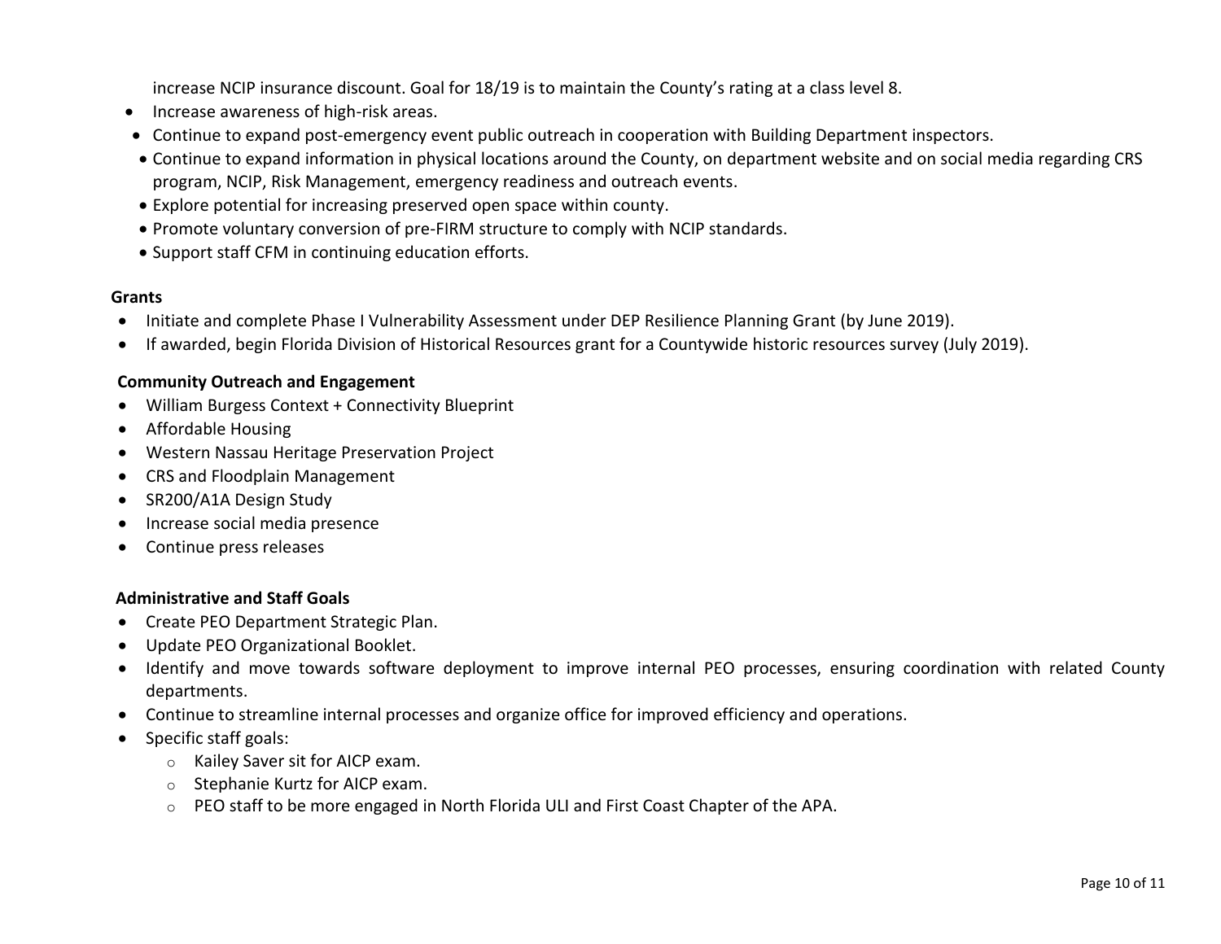increase NCIP insurance discount. Goal for 18/19 is to maintain the County's rating at a class level 8.

- Increase awareness of high-risk areas.
- Continue to expand post-emergency event public outreach in cooperation with Building Department inspectors.
- Continue to expand information in physical locations around the County, on department website and on social media regarding CRS program, NCIP, Risk Management, emergency readiness and outreach events.
- Explore potential for increasing preserved open space within county.
- Promote voluntary conversion of pre-FIRM structure to comply with NCIP standards.
- Support staff CFM in continuing education efforts.

**Grants**

- Initiate and complete Phase I Vulnerability Assessment under DEP Resilience Planning Grant (by June 2019).
- If awarded, begin Florida Division of Historical Resources grant for a Countywide historic resources survey (July 2019).

**Community Outreach and Engagement**

- William Burgess Context + Connectivity Blueprint
- Affordable Housing
- Western Nassau Heritage Preservation Project
- CRS and Floodplain Management
- SR200/A1A Design Study
- Increase social media presence
- Continue press releases

**Administrative and Staff Goals**

- Create PEO Department Strategic Plan.
- Update PEO Organizational Booklet.
- Identify and move towards software deployment to improve internal PEO processes, ensuring coordination with related County departments.
- Continue to streamline internal processes and organize office for improved efficiency and operations.
- Specific staff goals:
  - Kailey Saver sit for AICP exam.
  - Stephanie Kurtz for AICP exam.
  - PEO staff to be more engaged in North Florida ULI and First Coast Chapter of the APA.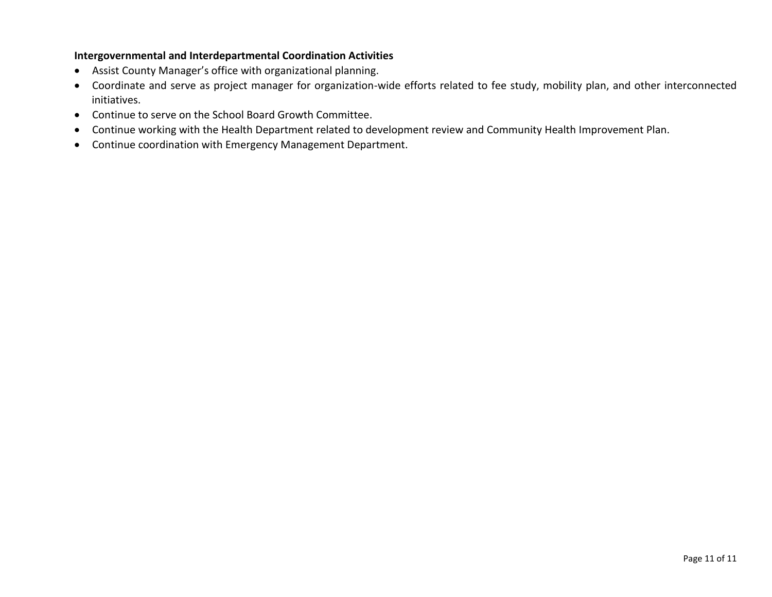**Intergovernmental and Interdepartmental Coordination Activities**

- Assist County Manager's office with organizational planning.
- Coordinate and serve as project manager for organization-wide efforts related to fee study, mobility plan, and other interconnected initiatives.
- Continue to serve on the School Board Growth Committee.
- Continue working with the Health Department related to development review and Community Health Improvement Plan.
- Continue coordination with Emergency Management Department.